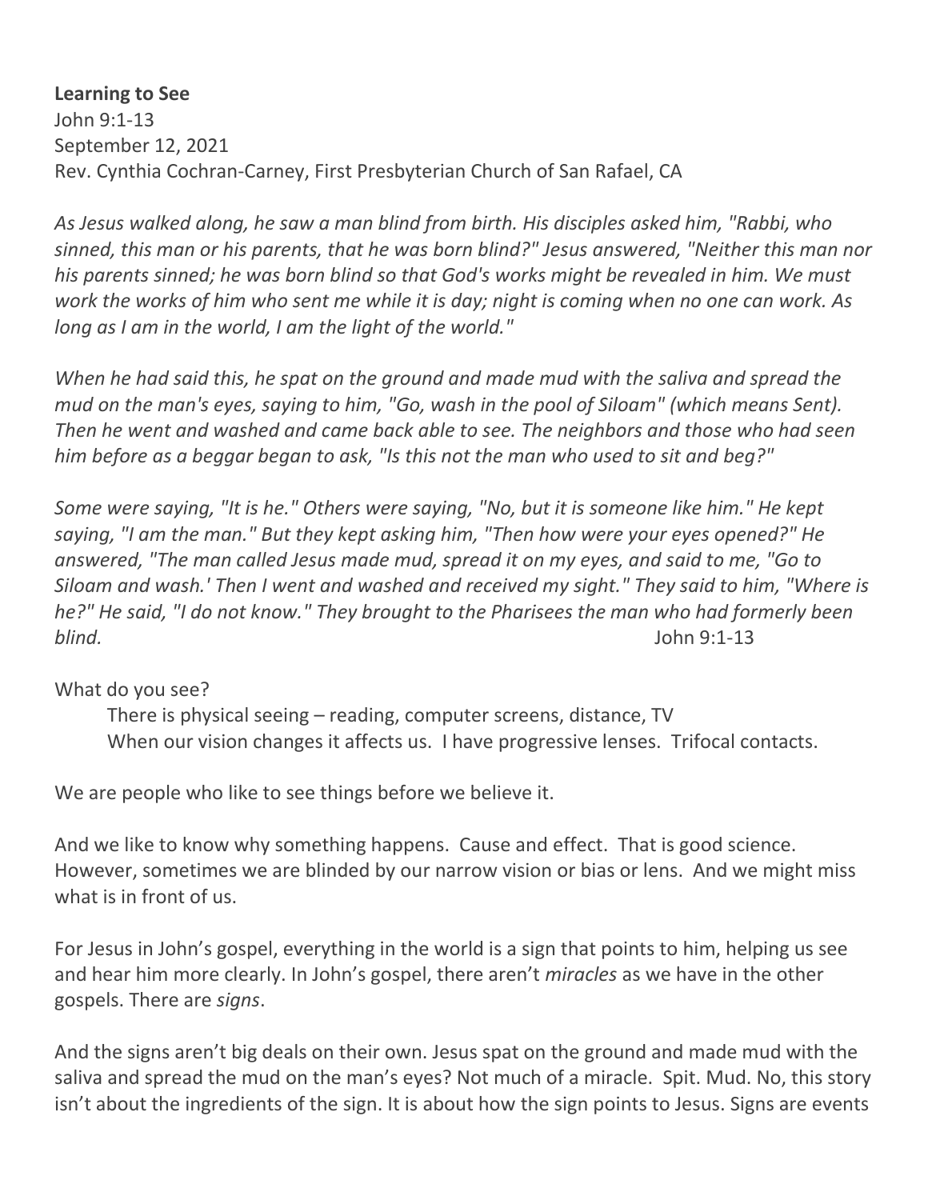**Learning to See**
John 9:1-13
September 12, 2021
Rev. Cynthia Cochran-Carney, First Presbyterian Church of San Rafael, CA

*As Jesus walked along, he saw a man blind from birth. His disciples asked him, "Rabbi, who sinned, this man or his parents, that he was born blind?" Jesus answered, "Neither this man nor his parents sinned; he was born blind so that God's works might be revealed in him. We must work the works of him who sent me while it is day; night is coming when no one can work. As long as I am in the world, I am the light of the world."*

*When he had said this, he spat on the ground and made mud with the saliva and spread the mud on the man's eyes, saying to him, "Go, wash in the pool of Siloam" (which means Sent). Then he went and washed and came back able to see. The neighbors and those who had seen him before as a beggar began to ask, "Is this not the man who used to sit and beg?"*

*Some were saying, "It is he." Others were saying, "No, but it is someone like him." He kept saying, "I am the man." But they kept asking him, "Then how were your eyes opened?" He answered, "The man called Jesus made mud, spread it on my eyes, and said to me, "Go to Siloam and wash.' Then I went and washed and received my sight." They said to him, "Where is he?" He said, "I do not know." They brought to the Pharisees the man who had formerly been blind.* John 9:1-13

What do you see?

> There is physical seeing – reading, computer screens, distance, TV
> When our vision changes it affects us. I have progressive lenses. Trifocal contacts.

We are people who like to see things before we believe it.

And we like to know why something happens. Cause and effect. That is good science. However, sometimes we are blinded by our narrow vision or bias or lens. And we might miss what is in front of us.

For Jesus in John's gospel, everything in the world is a sign that points to him, helping us see and hear him more clearly. In John's gospel, there aren't *miracles* as we have in the other gospels. There are *signs*.

And the signs aren't big deals on their own. Jesus spat on the ground and made mud with the saliva and spread the mud on the man's eyes? Not much of a miracle. Spit. Mud. No, this story isn't about the ingredients of the sign. It is about how the sign points to Jesus. Signs are events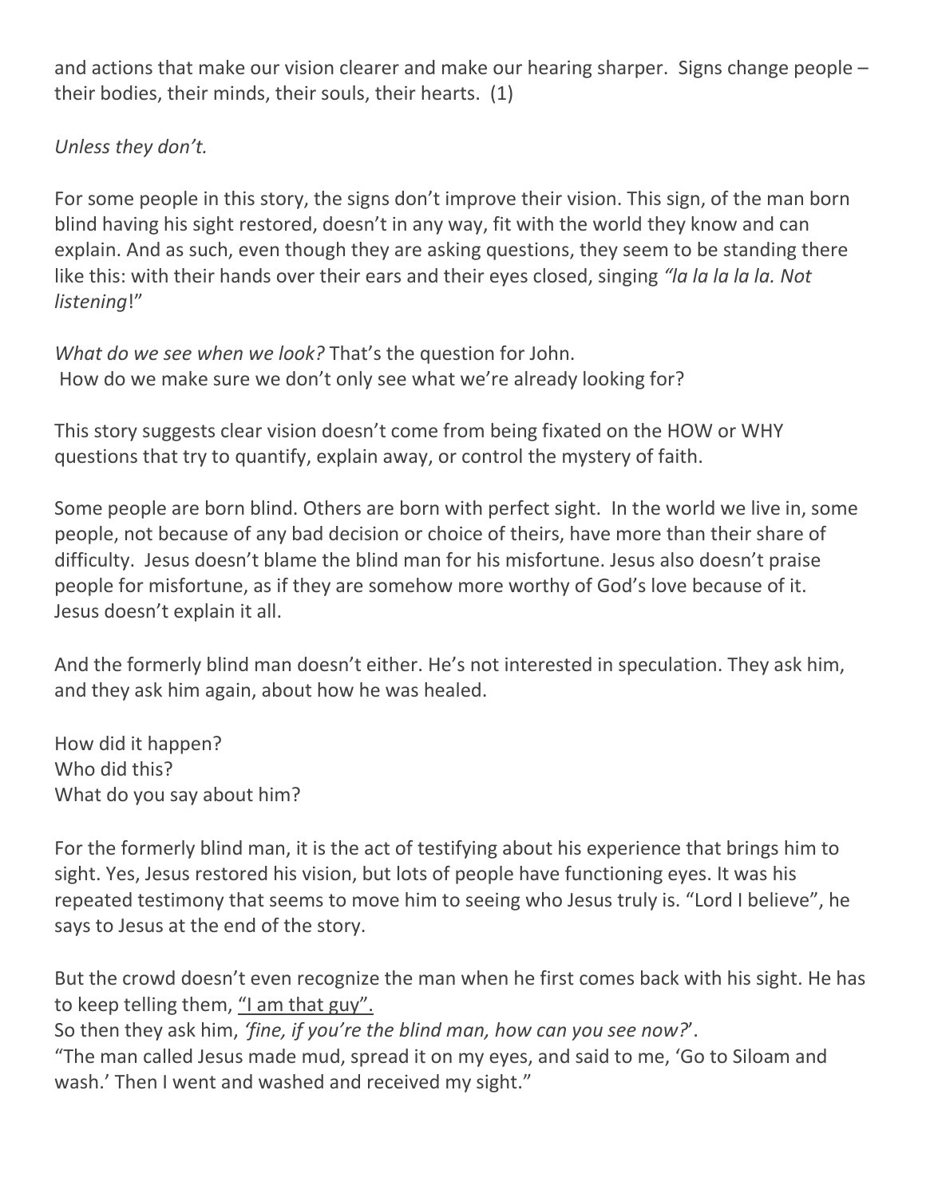and actions that make our vision clearer and make our hearing sharper. Signs change people – their bodies, their minds, their souls, their hearts. (1)

*Unless they don't.*

For some people in this story, the signs don't improve their vision. This sign, of the man born blind having his sight restored, doesn't in any way, fit with the world they know and can explain. And as such, even though they are asking questions, they seem to be standing there like this: with their hands over their ears and their eyes closed, singing *"la la la la la. Not listening*!"

*What do we see when we look?* That's the question for John.
How do we make sure we don't only see what we're already looking for?

This story suggests clear vision doesn't come from being fixated on the HOW or WHY questions that try to quantify, explain away, or control the mystery of faith.

Some people are born blind. Others are born with perfect sight. In the world we live in, some people, not because of any bad decision or choice of theirs, have more than their share of difficulty. Jesus doesn't blame the blind man for his misfortune. Jesus also doesn't praise people for misfortune, as if they are somehow more worthy of God's love because of it. Jesus doesn't explain it all.

And the formerly blind man doesn't either. He's not interested in speculation. They ask him, and they ask him again, about how he was healed.

How did it happen?
Who did this?
What do you say about him?

For the formerly blind man, it is the act of testifying about his experience that brings him to sight. Yes, Jesus restored his vision, but lots of people have functioning eyes. It was his repeated testimony that seems to move him to seeing who Jesus truly is. "Lord I believe", he says to Jesus at the end of the story.

But the crowd doesn't even recognize the man when he first comes back with his sight. He has to keep telling them, <u>"I am that guy".</u>
So then they ask him, *'fine, if you're the blind man, how can you see now?*'.
"The man called Jesus made mud, spread it on my eyes, and said to me, 'Go to Siloam and wash.' Then I went and washed and received my sight."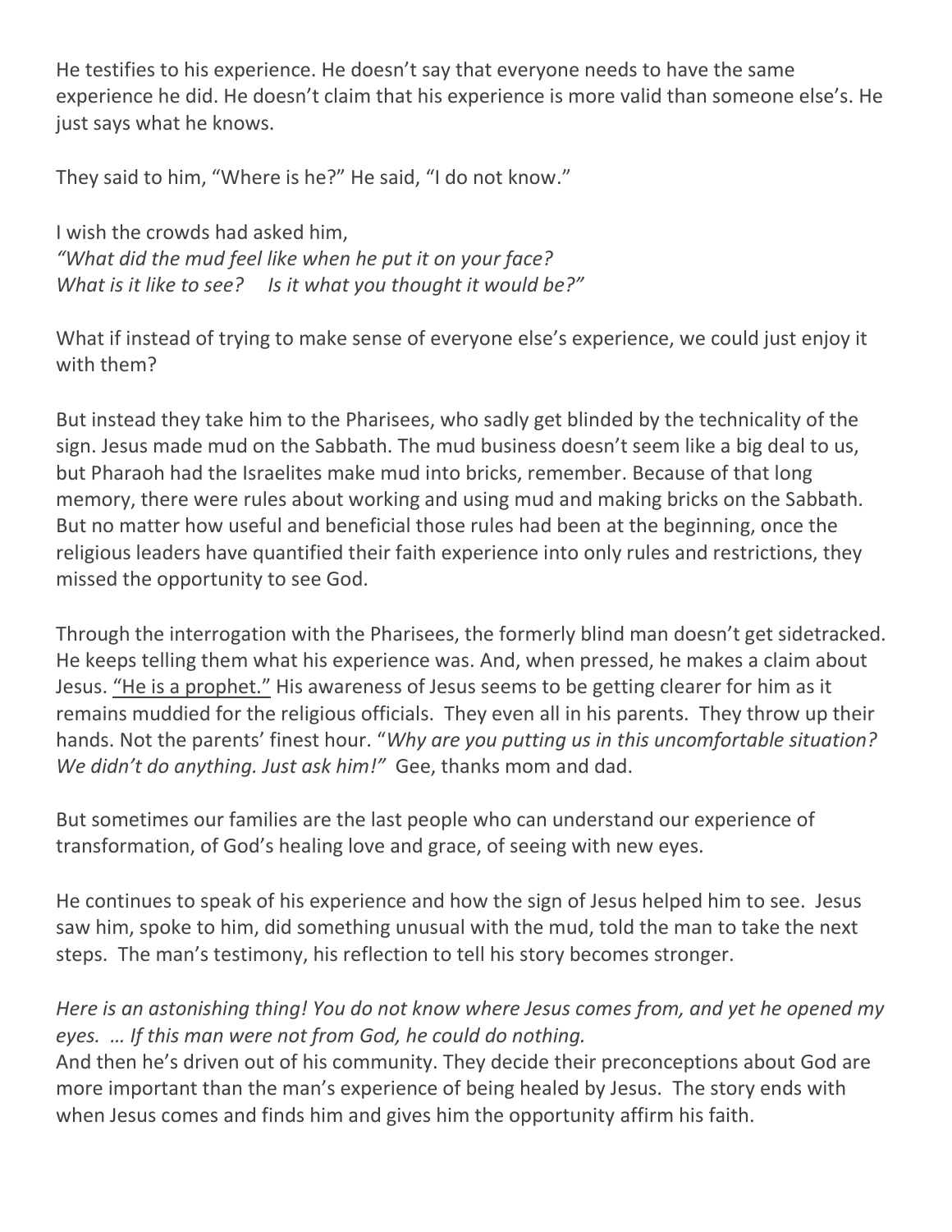He testifies to his experience. He doesn't say that everyone needs to have the same experience he did. He doesn't claim that his experience is more valid than someone else's. He just says what he knows.

They said to him, "Where is he?" He said, "I do not know."

I wish the crowds had asked him,
*"What did the mud feel like when he put it on your face?*
*What is it like to see?     Is it what you thought it would be?"*

What if instead of trying to make sense of everyone else's experience, we could just enjoy it with them?

But instead they take him to the Pharisees, who sadly get blinded by the technicality of the sign. Jesus made mud on the Sabbath. The mud business doesn't seem like a big deal to us, but Pharaoh had the Israelites make mud into bricks, remember. Because of that long memory, there were rules about working and using mud and making bricks on the Sabbath. But no matter how useful and beneficial those rules had been at the beginning, once the religious leaders have quantified their faith experience into only rules and restrictions, they missed the opportunity to see God.

Through the interrogation with the Pharisees, the formerly blind man doesn't get sidetracked. He keeps telling them what his experience was. And, when pressed, he makes a claim about Jesus. <u>"He is a prophet."</u> His awareness of Jesus seems to be getting clearer for him as it remains muddied for the religious officials. They even all in his parents. They throw up their hands. Not the parents' finest hour. "*Why are you putting us in this uncomfortable situation? We didn't do anything. Just ask him!"* Gee, thanks mom and dad.

But sometimes our families are the last people who can understand our experience of transformation, of God's healing love and grace, of seeing with new eyes.

He continues to speak of his experience and how the sign of Jesus helped him to see. Jesus saw him, spoke to him, did something unusual with the mud, told the man to take the next steps. The man's testimony, his reflection to tell his story becomes stronger.

*Here is an astonishing thing! You do not know where Jesus comes from, and yet he opened my eyes. … If this man were not from God, he could do nothing.*
And then he's driven out of his community. They decide their preconceptions about God are more important than the man's experience of being healed by Jesus. The story ends with when Jesus comes and finds him and gives him the opportunity affirm his faith.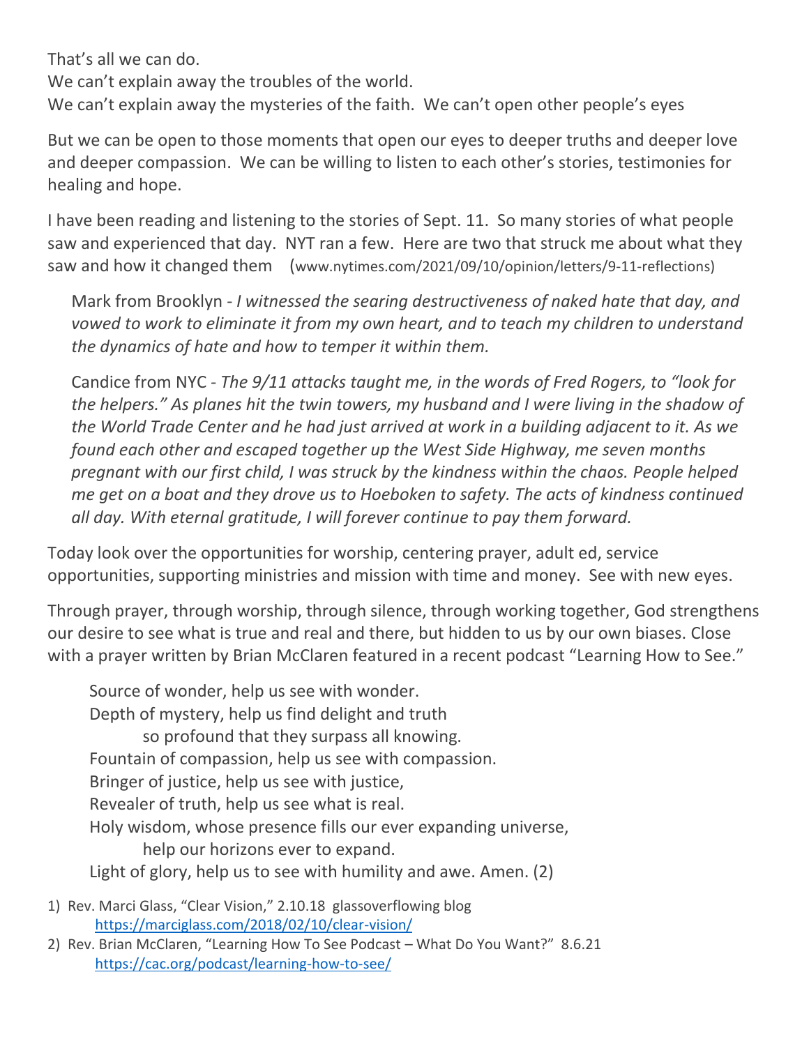That's all we can do.
We can't explain away the troubles of the world.
We can't explain away the mysteries of the faith. We can't open other people's eyes

But we can be open to those moments that open our eyes to deeper truths and deeper love and deeper compassion. We can be willing to listen to each other's stories, testimonies for healing and hope.

I have been reading and listening to the stories of Sept. 11. So many stories of what people saw and experienced that day. NYT ran a few. Here are two that struck me about what they saw and how it changed them (www.nytimes.com/2021/09/10/opinion/letters/9-11-reflections)

> Mark from Brooklyn - *I witnessed the searing destructiveness of naked hate that day, and vowed to work to eliminate it from my own heart, and to teach my children to understand the dynamics of hate and how to temper it within them.*

> Candice from NYC - *The 9/11 attacks taught me, in the words of Fred Rogers, to "look for the helpers." As planes hit the twin towers, my husband and I were living in the shadow of the World Trade Center and he had just arrived at work in a building adjacent to it. As we found each other and escaped together up the West Side Highway, me seven months pregnant with our first child, I was struck by the kindness within the chaos. People helped me get on a boat and they drove us to Hoeboken to safety. The acts of kindness continued all day. With eternal gratitude, I will forever continue to pay them forward.*

Today look over the opportunities for worship, centering prayer, adult ed, service opportunities, supporting ministries and mission with time and money. See with new eyes.

Through prayer, through worship, through silence, through working together, God strengthens our desire to see what is true and real and there, but hidden to us by our own biases. Close with a prayer written by Brian McClaren featured in a recent podcast "Learning How to See."

> Source of wonder, help us see with wonder.
> Depth of mystery, help us find delight and truth
> so profound that they surpass all knowing.
> Fountain of compassion, help us see with compassion.
> Bringer of justice, help us see with justice,
> Revealer of truth, help us see what is real.
> Holy wisdom, whose presence fills our ever expanding universe,
> help our horizons ever to expand.
> Light of glory, help us to see with humility and awe. Amen. (2)

1) Rev. Marci Glass, "Clear Vision," 2.10.18 glassoverflowing blog https://marciglass.com/2018/02/10/clear-vision/
2) Rev. Brian McClaren, "Learning How To See Podcast – What Do You Want?" 8.6.21 https://cac.org/podcast/learning-how-to-see/